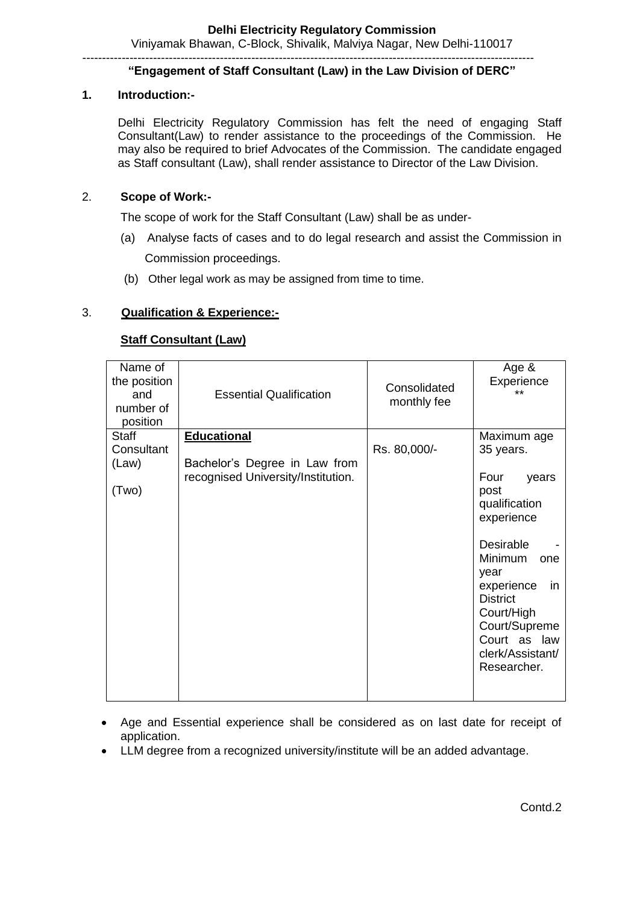**Delhi Electricity Regulatory Commission**
Viniyamak Bhawan, C-Block, Shivalik, Malviya Nagar, New Delhi-110017

---

**"Engagement of Staff Consultant (Law) in the Law Division of DERC"**

**1. Introduction:-**

Delhi Electricity Regulatory Commission has felt the need of engaging Staff Consultant(Law) to render assistance to the proceedings of the Commission. He may also be required to brief Advocates of the Commission. The candidate engaged as Staff consultant (Law), shall render assistance to Director of the Law Division.

2. **Scope of Work:-**

The scope of work for the Staff Consultant (Law) shall be as under-

(a) Analyse facts of cases and to do legal research and assist the Commission in Commission proceedings.

(b) Other legal work as may be assigned from time to time.

3. **Qualification & Experience:-**

**Staff Consultant (Law)**

| Name of the position and number of position | Essential Qualification | Consolidated monthly fee | Age & Experience ** |
|---|---|---|---|
| Staff Consultant (Law) (Two) | **Educational** Bachelor's Degree in Law from recognised University/Institution. | Rs. 80,000/- | Maximum age 35 years. Four years post qualification experience. Desirable - Minimum one year experience in District Court/High Court/Supreme Court as law clerk/Assistant/ Researcher. |

- Age and Essential experience shall be considered as on last date for receipt of application.
- LLM degree from a recognized university/institute will be an added advantage.

Contd.2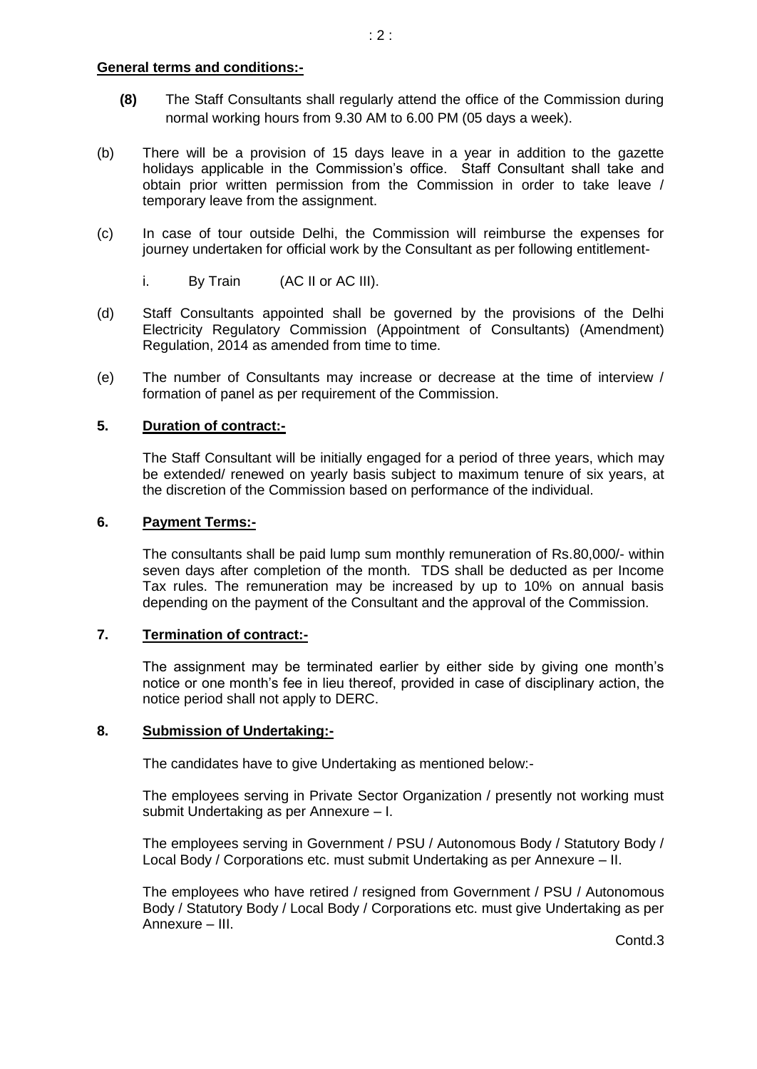**General terms and conditions:-**

**(8)** The Staff Consultants shall regularly attend the office of the Commission during normal working hours from 9.30 AM to 6.00 PM (05 days a week).

(b) There will be a provision of 15 days leave in a year in addition to the gazette holidays applicable in the Commission's office. Staff Consultant shall take and obtain prior written permission from the Commission in order to take leave / temporary leave from the assignment.

(c) In case of tour outside Delhi, the Commission will reimburse the expenses for journey undertaken for official work by the Consultant as per following entitlement-

i. By Train (AC II or AC III).

(d) Staff Consultants appointed shall be governed by the provisions of the Delhi Electricity Regulatory Commission (Appointment of Consultants) (Amendment) Regulation, 2014 as amended from time to time.

(e) The number of Consultants may increase or decrease at the time of interview / formation of panel as per requirement of the Commission.

**5. Duration of contract:-**

The Staff Consultant will be initially engaged for a period of three years, which may be extended/ renewed on yearly basis subject to maximum tenure of six years, at the discretion of the Commission based on performance of the individual.

**6. Payment Terms:-**

The consultants shall be paid lump sum monthly remuneration of Rs.80,000/- within seven days after completion of the month. TDS shall be deducted as per Income Tax rules. The remuneration may be increased by up to 10% on annual basis depending on the payment of the Consultant and the approval of the Commission.

**7. Termination of contract:-**

The assignment may be terminated earlier by either side by giving one month's notice or one month's fee in lieu thereof, provided in case of disciplinary action, the notice period shall not apply to DERC.

**8. Submission of Undertaking:-**

The candidates have to give Undertaking as mentioned below:-

The employees serving in Private Sector Organization / presently not working must submit Undertaking as per Annexure – I.

The employees serving in Government / PSU / Autonomous Body / Statutory Body / Local Body / Corporations etc. must submit Undertaking as per Annexure – II.

The employees who have retired / resigned from Government / PSU / Autonomous Body / Statutory Body / Local Body / Corporations etc. must give Undertaking as per Annexure – III.

Contd.3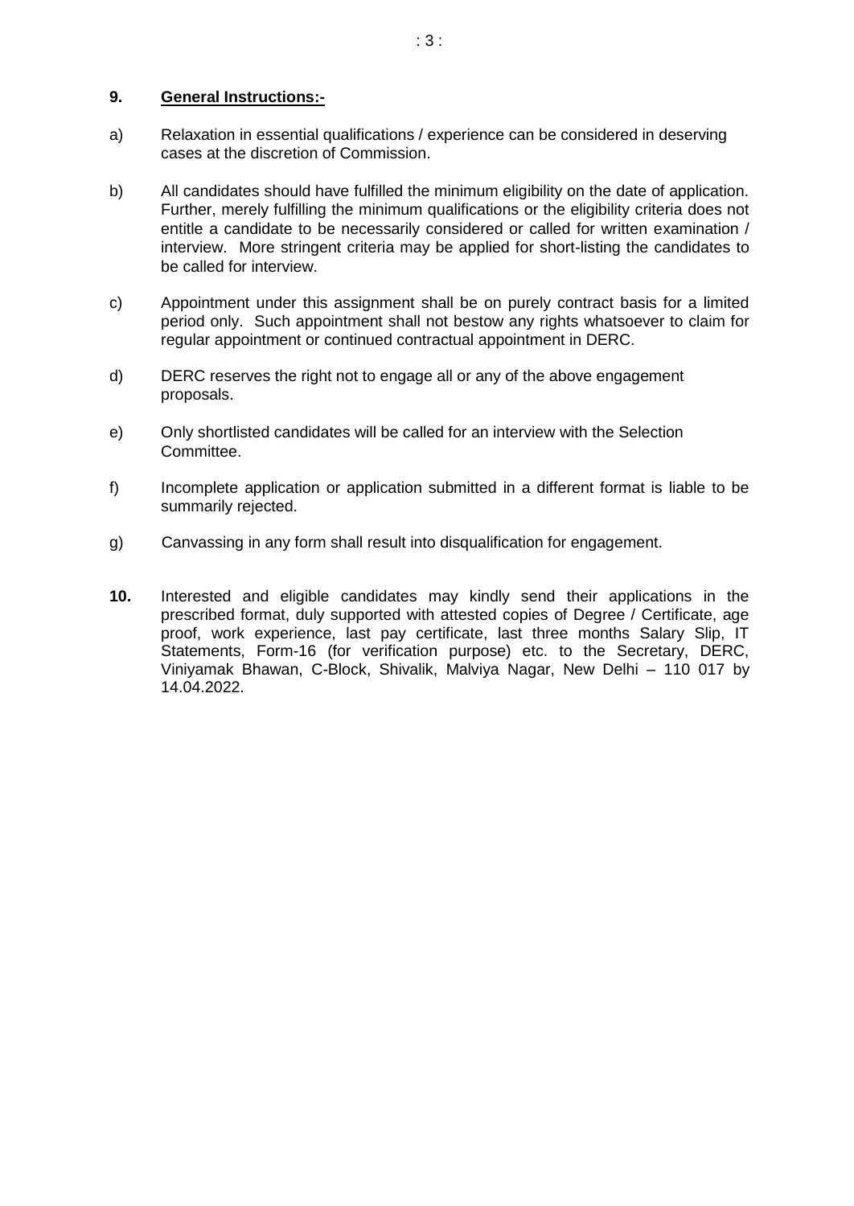**9. General Instructions:-**

a) Relaxation in essential qualifications / experience can be considered in deserving cases at the discretion of Commission.

b) All candidates should have fulfilled the minimum eligibility on the date of application. Further, merely fulfilling the minimum qualifications or the eligibility criteria does not entitle a candidate to be necessarily considered or called for written examination / interview. More stringent criteria may be applied for short-listing the candidates to be called for interview.

c) Appointment under this assignment shall be on purely contract basis for a limited period only. Such appointment shall not bestow any rights whatsoever to claim for regular appointment or continued contractual appointment in DERC.

d) DERC reserves the right not to engage all or any of the above engagement proposals.

e) Only shortlisted candidates will be called for an interview with the Selection Committee.

f) Incomplete application or application submitted in a different format is liable to be summarily rejected.

g) Canvassing in any form shall result into disqualification for engagement.

**10.** Interested and eligible candidates may kindly send their applications in the prescribed format, duly supported with attested copies of Degree / Certificate, age proof, work experience, last pay certificate, last three months Salary Slip, IT Statements, Form-16 (for verification purpose) etc. to the Secretary, DERC, Viniyamak Bhawan, C-Block, Shivalik, Malviya Nagar, New Delhi – 110 017 by 14.04.2022.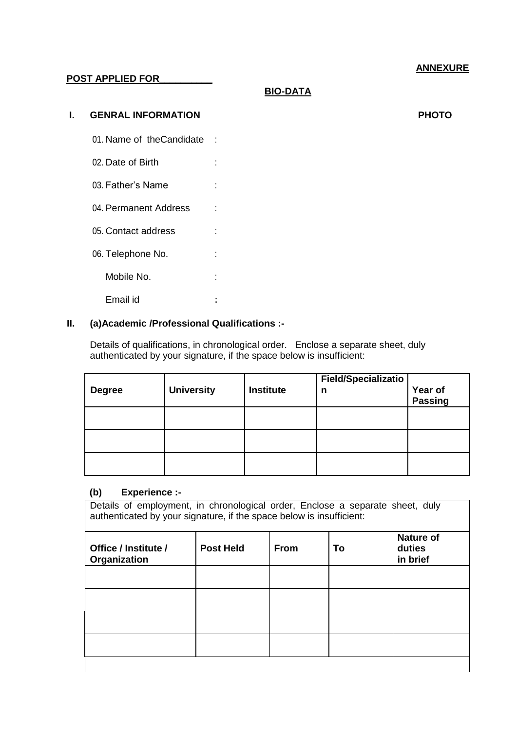**ANNEXURE**

**POST APPLIED FOR__________**

**BIO-DATA**

**I. GENRAL INFORMATION** **PHOTO**

01. Name of theCandidate :
02. Date of Birth :
03. Father's Name :
04. Permanent Address :
05. Contact address :
06. Telephone No. :

    Mobile No. :

    Email id :

**II. (a)Academic /Professional Qualifications :-**

Details of qualifications, in chronological order. Enclose a separate sheet, duly authenticated by your signature, if the space below is insufficient:

| Degree | University | Institute | Field/Specialization | Year of Passing |
|---|---|---|---|---|
| | | | | |
| | | | | |
| | | | | |

**(b) Experience :-**

Details of employment, in chronological order, Enclose a separate sheet, duly authenticated by your signature, if the space below is insufficient:

| Office / Institute / Organization | Post Held | From | To | Nature of duties in brief |
|---|---|---|---|---|
| | | | | |
| | | | | |
| | | | | |
| | | | | |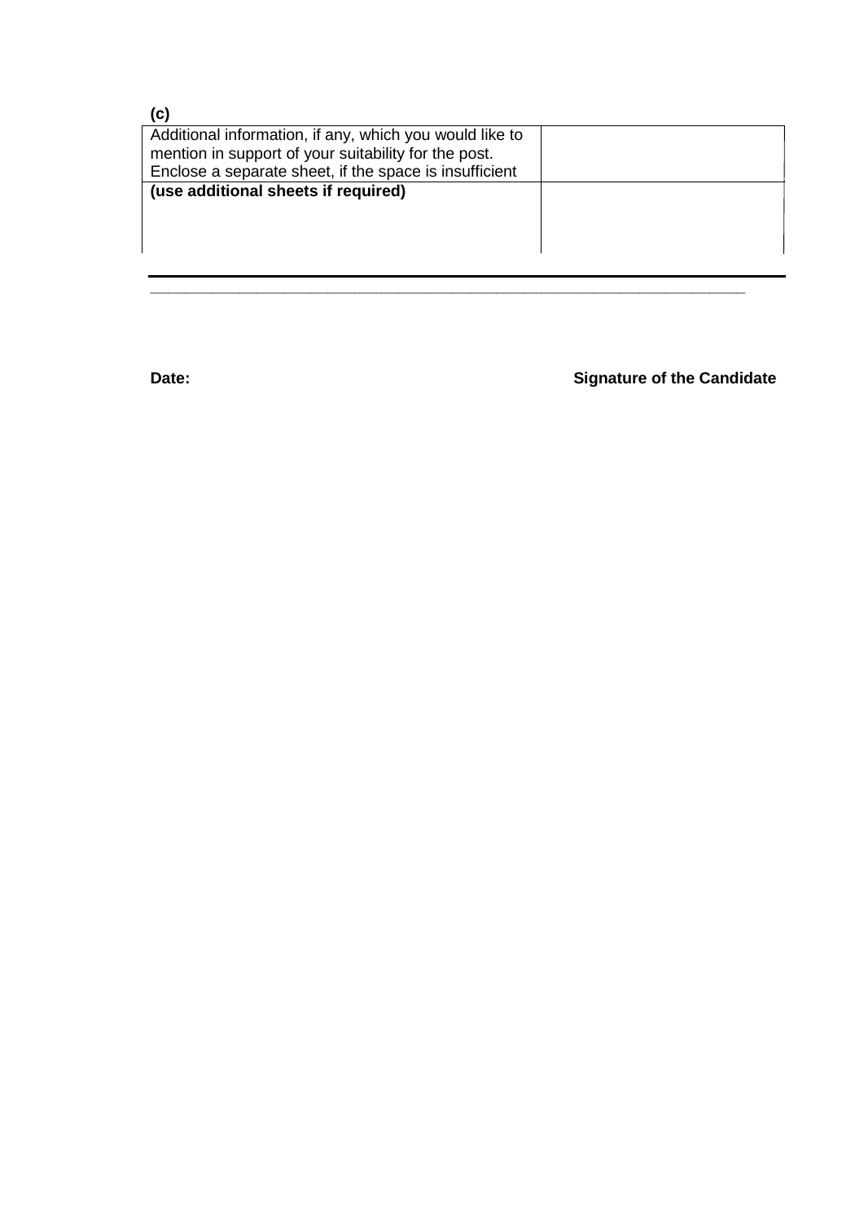**(c)**

| Additional information, if any, which you would like to mention in support of your suitability for the post. Enclose a separate sheet, if the space is insufficient | |
|---|---|
| **(use additional sheets if required)** | |

---

**Date:** **Signature of the Candidate**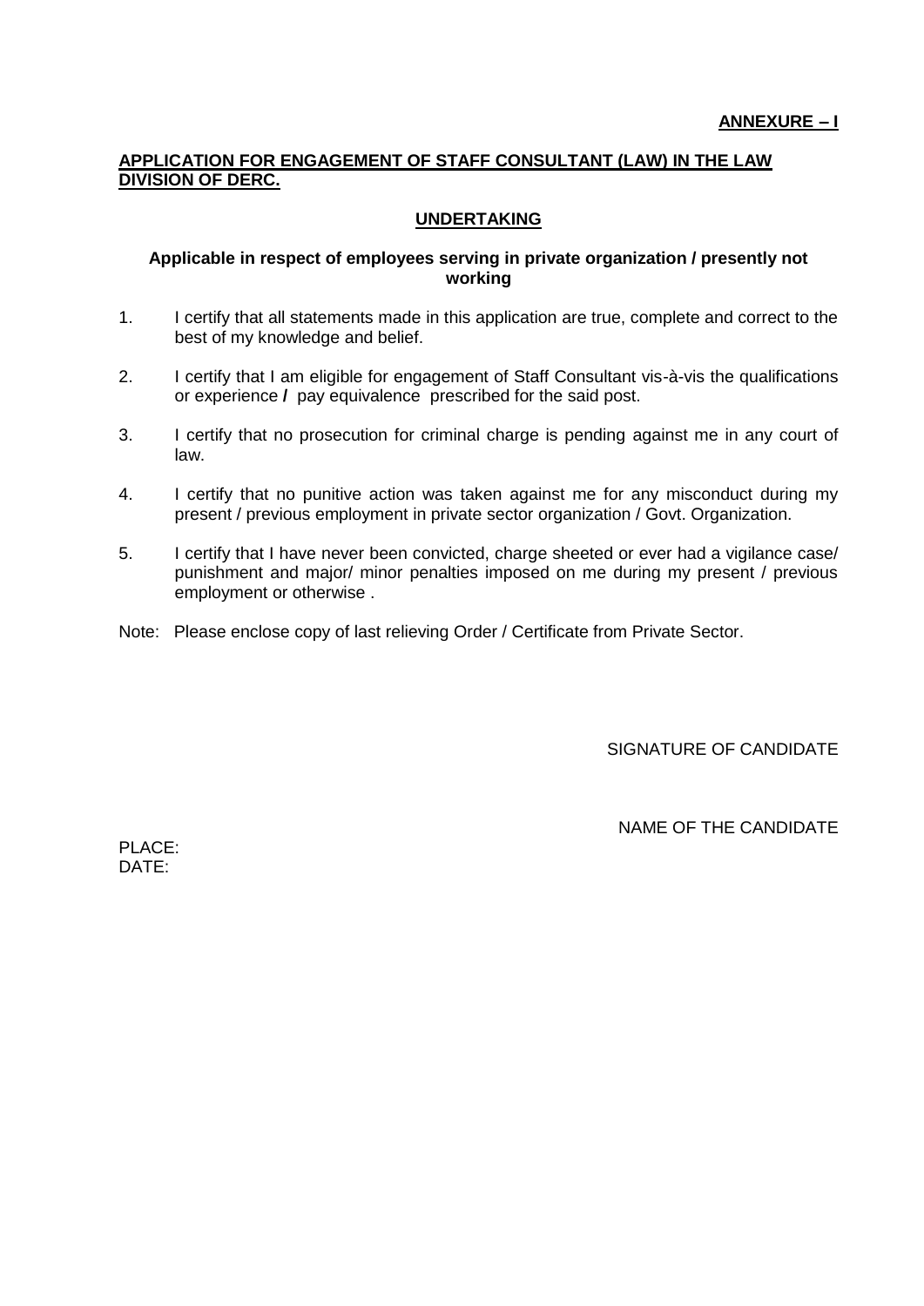**ANNEXURE – I**

**APPLICATION FOR ENGAGEMENT OF STAFF CONSULTANT (LAW) IN THE LAW DIVISION OF DERC.**

**UNDERTAKING**

**Applicable in respect of employees serving in private organization / presently not working**

1. I certify that all statements made in this application are true, complete and correct to the best of my knowledge and belief.

2. I certify that I am eligible for engagement of Staff Consultant vis-à-vis the qualifications or experience ***/*** pay equivalence prescribed for the said post.

3. I certify that no prosecution for criminal charge is pending against me in any court of law.

4. I certify that no punitive action was taken against me for any misconduct during my present / previous employment in private sector organization / Govt. Organization.

5. I certify that I have never been convicted, charge sheeted or ever had a vigilance case/ punishment and major/ minor penalties imposed on me during my present / previous employment or otherwise .

Note: Please enclose copy of last relieving Order / Certificate from Private Sector.

SIGNATURE OF CANDIDATE

NAME OF THE CANDIDATE

PLACE:
DATE: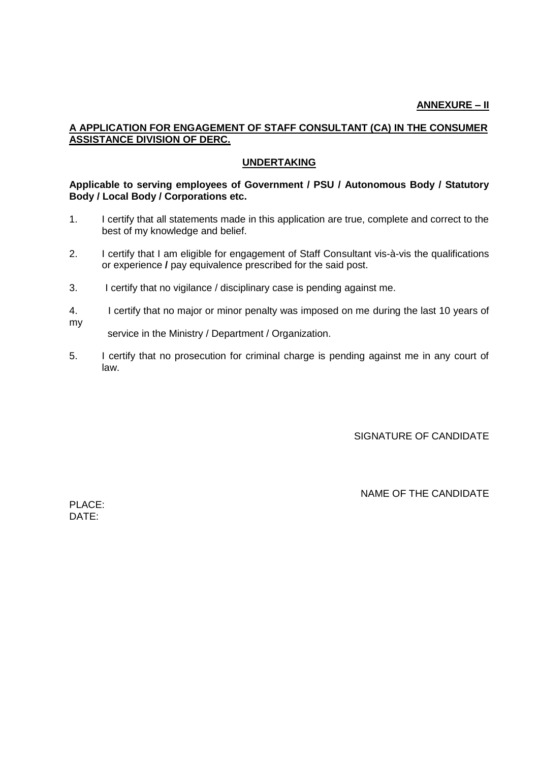**ANNEXURE – II**

**A APPLICATION FOR ENGAGEMENT OF STAFF CONSULTANT (CA) IN THE CONSUMER ASSISTANCE DIVISION OF DERC.**

**UNDERTAKING**

**Applicable to serving employees of Government / PSU / Autonomous Body / Statutory Body / Local Body / Corporations etc.**

1. I certify that all statements made in this application are true, complete and correct to the best of my knowledge and belief.

2. I certify that I am eligible for engagement of Staff Consultant vis-à-vis the qualifications or experience **/** pay equivalence prescribed for the said post.

3. I certify that no vigilance / disciplinary case is pending against me.

4. I certify that no major or minor penalty was imposed on me during the last 10 years of my service in the Ministry / Department / Organization.

5. I certify that no prosecution for criminal charge is pending against me in any court of law.

SIGNATURE OF CANDIDATE

NAME OF THE CANDIDATE

PLACE:
DATE: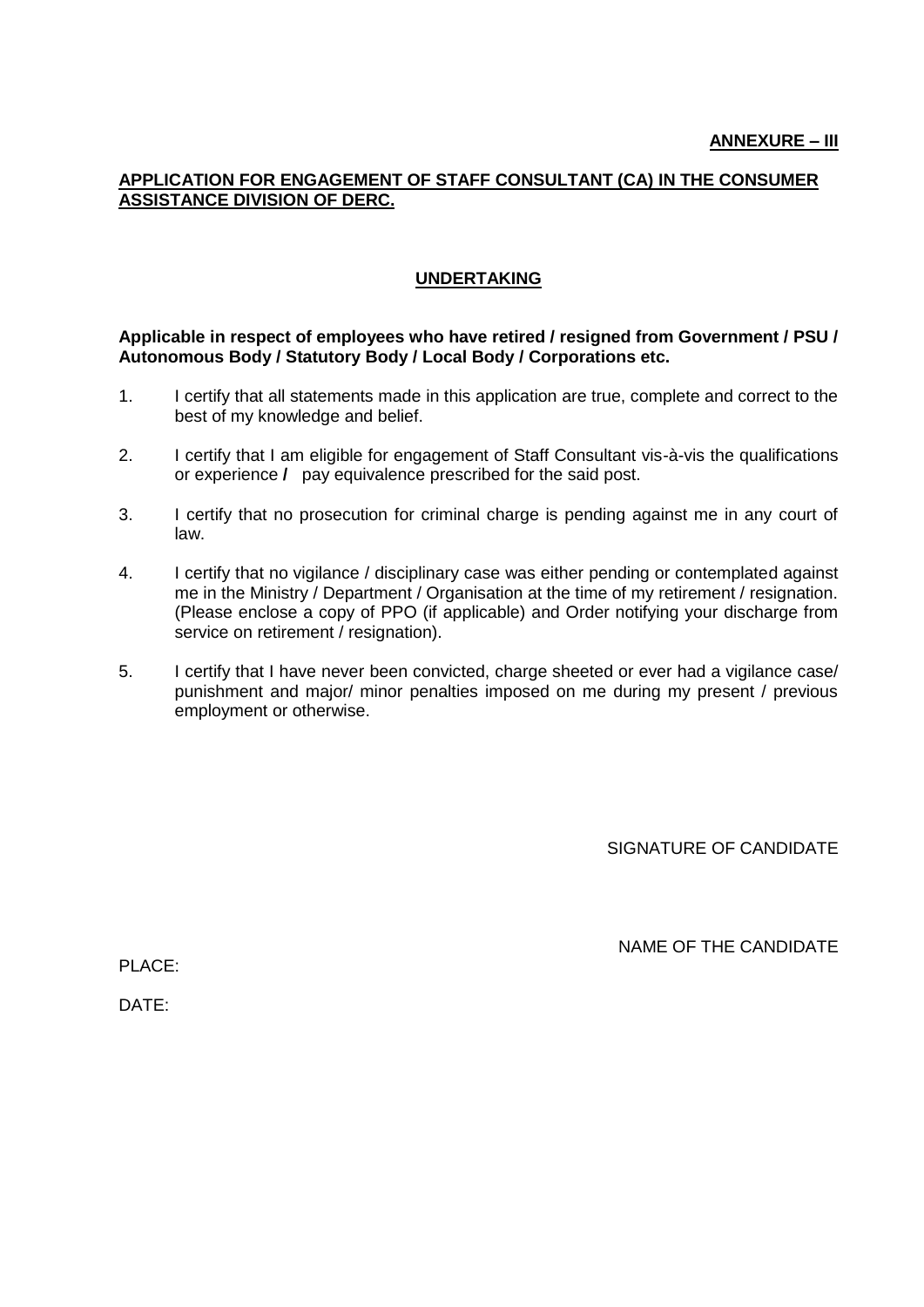**ANNEXURE – III**

**APPLICATION FOR ENGAGEMENT OF STAFF CONSULTANT (CA) IN THE CONSUMER ASSISTANCE DIVISION OF DERC.**

## UNDERTAKING

**Applicable in respect of employees who have retired / resigned from Government / PSU / Autonomous Body / Statutory Body / Local Body / Corporations etc.**

1. I certify that all statements made in this application are true, complete and correct to the best of my knowledge and belief.
2. I certify that I am eligible for engagement of Staff Consultant vis-à-vis the qualifications or experience **/** pay equivalence prescribed for the said post.
3. I certify that no prosecution for criminal charge is pending against me in any court of law.
4. I certify that no vigilance / disciplinary case was either pending or contemplated against me in the Ministry / Department / Organisation at the time of my retirement / resignation. (Please enclose a copy of PPO (if applicable) and Order notifying your discharge from service on retirement / resignation).
5. I certify that I have never been convicted, charge sheeted or ever had a vigilance case/ punishment and major/ minor penalties imposed on me during my present / previous employment or otherwise.

SIGNATURE OF CANDIDATE

NAME OF THE CANDIDATE

PLACE:

DATE: